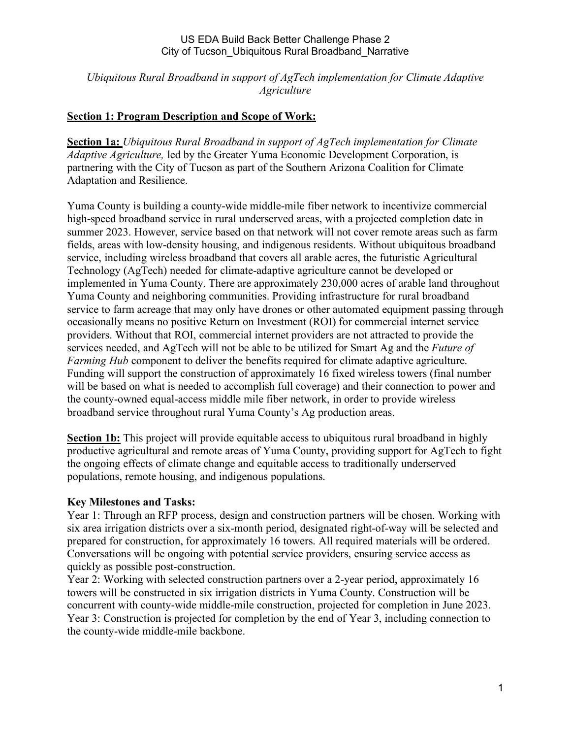US EDA Build Back Better Challenge Phase 2
City of Tucson_Ubiquitous Rural Broadband_Narrative

*Ubiquitous Rural Broadband in support of AgTech implementation for Climate Adaptive Agriculture*

## Section 1: Program Description and Scope of Work:

**Section 1a:** *Ubiquitous Rural Broadband in support of AgTech implementation for Climate Adaptive Agriculture,* led by the Greater Yuma Economic Development Corporation, is partnering with the City of Tucson as part of the Southern Arizona Coalition for Climate Adaptation and Resilience.

Yuma County is building a county-wide middle-mile fiber network to incentivize commercial high-speed broadband service in rural underserved areas, with a projected completion date in summer 2023. However, service based on that network will not cover remote areas such as farm fields, areas with low-density housing, and indigenous residents. Without ubiquitous broadband service, including wireless broadband that covers all arable acres, the futuristic Agricultural Technology (AgTech) needed for climate-adaptive agriculture cannot be developed or implemented in Yuma County. There are approximately 230,000 acres of arable land throughout Yuma County and neighboring communities. Providing infrastructure for rural broadband service to farm acreage that may only have drones or other automated equipment passing through occasionally means no positive Return on Investment (ROI) for commercial internet service providers. Without that ROI, commercial internet providers are not attracted to provide the services needed, and AgTech will not be able to be utilized for Smart Ag and the *Future of Farming Hub* component to deliver the benefits required for climate adaptive agriculture. Funding will support the construction of approximately 16 fixed wireless towers (final number will be based on what is needed to accomplish full coverage) and their connection to power and the county-owned equal-access middle mile fiber network, in order to provide wireless broadband service throughout rural Yuma County's Ag production areas.

**Section 1b:** This project will provide equitable access to ubiquitous rural broadband in highly productive agricultural and remote areas of Yuma County, providing support for AgTech to fight the ongoing effects of climate change and equitable access to traditionally underserved populations, remote housing, and indigenous populations.

### Key Milestones and Tasks:

Year 1: Through an RFP process, design and construction partners will be chosen. Working with six area irrigation districts over a six-month period, designated right-of-way will be selected and prepared for construction, for approximately 16 towers. All required materials will be ordered. Conversations will be ongoing with potential service providers, ensuring service access as quickly as possible post-construction.

Year 2: Working with selected construction partners over a 2-year period, approximately 16 towers will be constructed in six irrigation districts in Yuma County. Construction will be concurrent with county-wide middle-mile construction, projected for completion in June 2023.

Year 3: Construction is projected for completion by the end of Year 3, including connection to the county-wide middle-mile backbone.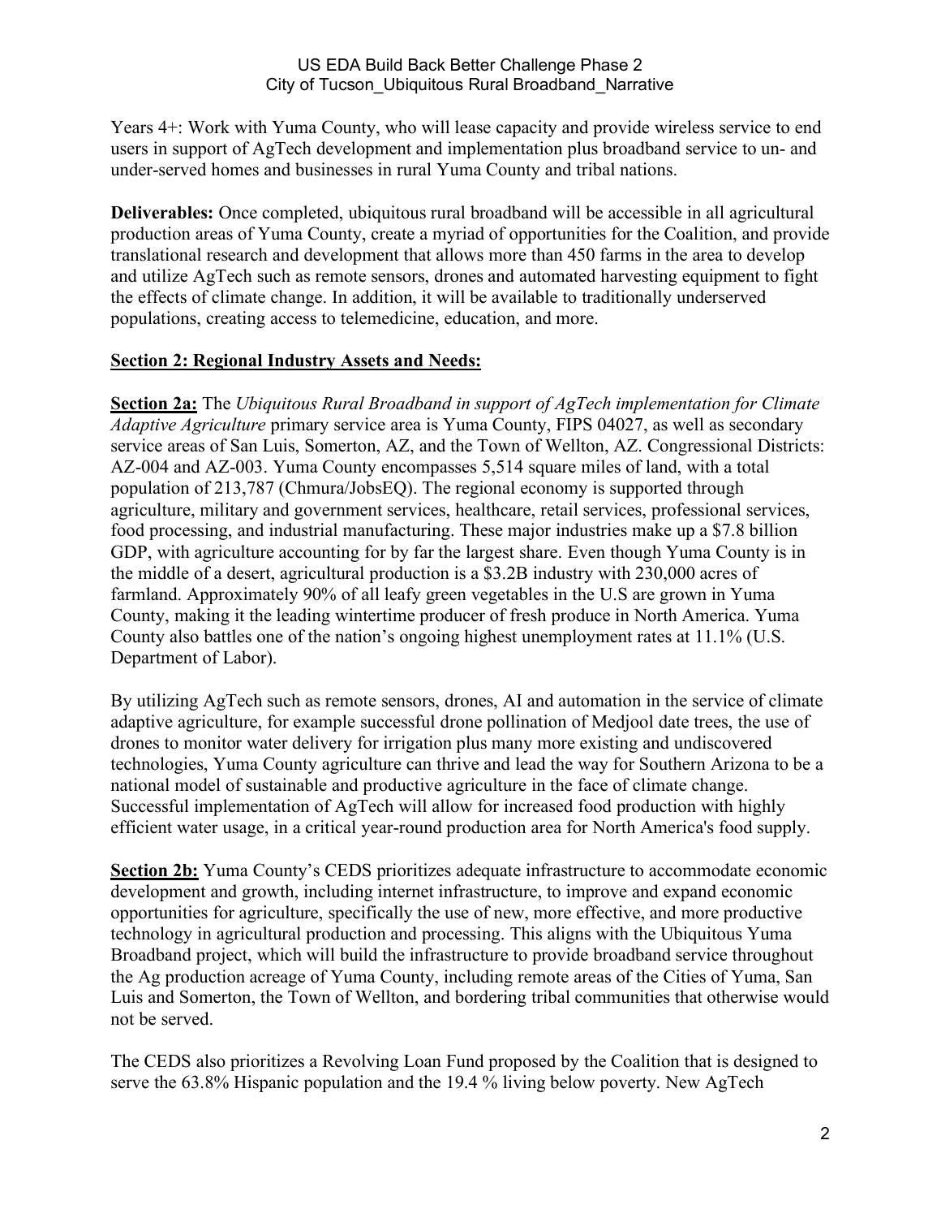Years 4+: Work with Yuma County, who will lease capacity and provide wireless service to end users in support of AgTech development and implementation plus broadband service to un- and under-served homes and businesses in rural Yuma County and tribal nations.

**Deliverables:** Once completed, ubiquitous rural broadband will be accessible in all agricultural production areas of Yuma County, create a myriad of opportunities for the Coalition, and provide translational research and development that allows more than 450 farms in the area to develop and utilize AgTech such as remote sensors, drones and automated harvesting equipment to fight the effects of climate change. In addition, it will be available to traditionally underserved populations, creating access to telemedicine, education, and more.

**<u>Section 2: Regional Industry Assets and Needs:</u>**

**<u>Section 2a:</u>** The *Ubiquitous Rural Broadband in support of AgTech implementation for Climate Adaptive Agriculture* primary service area is Yuma County, FIPS 04027, as well as secondary service areas of San Luis, Somerton, AZ, and the Town of Wellton, AZ. Congressional Districts: AZ-004 and AZ-003. Yuma County encompasses 5,514 square miles of land, with a total population of 213,787 (Chmura/JobsEQ). The regional economy is supported through agriculture, military and government services, healthcare, retail services, professional services, food processing, and industrial manufacturing. These major industries make up a $7.8 billion GDP, with agriculture accounting for by far the largest share. Even though Yuma County is in the middle of a desert, agricultural production is a $3.2B industry with 230,000 acres of farmland. Approximately 90% of all leafy green vegetables in the U.S are grown in Yuma County, making it the leading wintertime producer of fresh produce in North America. Yuma County also battles one of the nation's ongoing highest unemployment rates at 11.1% (U.S. Department of Labor).

By utilizing AgTech such as remote sensors, drones, AI and automation in the service of climate adaptive agriculture, for example successful drone pollination of Medjool date trees, the use of drones to monitor water delivery for irrigation plus many more existing and undiscovered technologies, Yuma County agriculture can thrive and lead the way for Southern Arizona to be a national model of sustainable and productive agriculture in the face of climate change. Successful implementation of AgTech will allow for increased food production with highly efficient water usage, in a critical year-round production area for North America's food supply.

**<u>Section 2b:</u>** Yuma County's CEDS prioritizes adequate infrastructure to accommodate economic development and growth, including internet infrastructure, to improve and expand economic opportunities for agriculture, specifically the use of new, more effective, and more productive technology in agricultural production and processing. This aligns with the Ubiquitous Yuma Broadband project, which will build the infrastructure to provide broadband service throughout the Ag production acreage of Yuma County, including remote areas of the Cities of Yuma, San Luis and Somerton, the Town of Wellton, and bordering tribal communities that otherwise would not be served.

The CEDS also prioritizes a Revolving Loan Fund proposed by the Coalition that is designed to serve the 63.8% Hispanic population and the 19.4 % living below poverty. New AgTech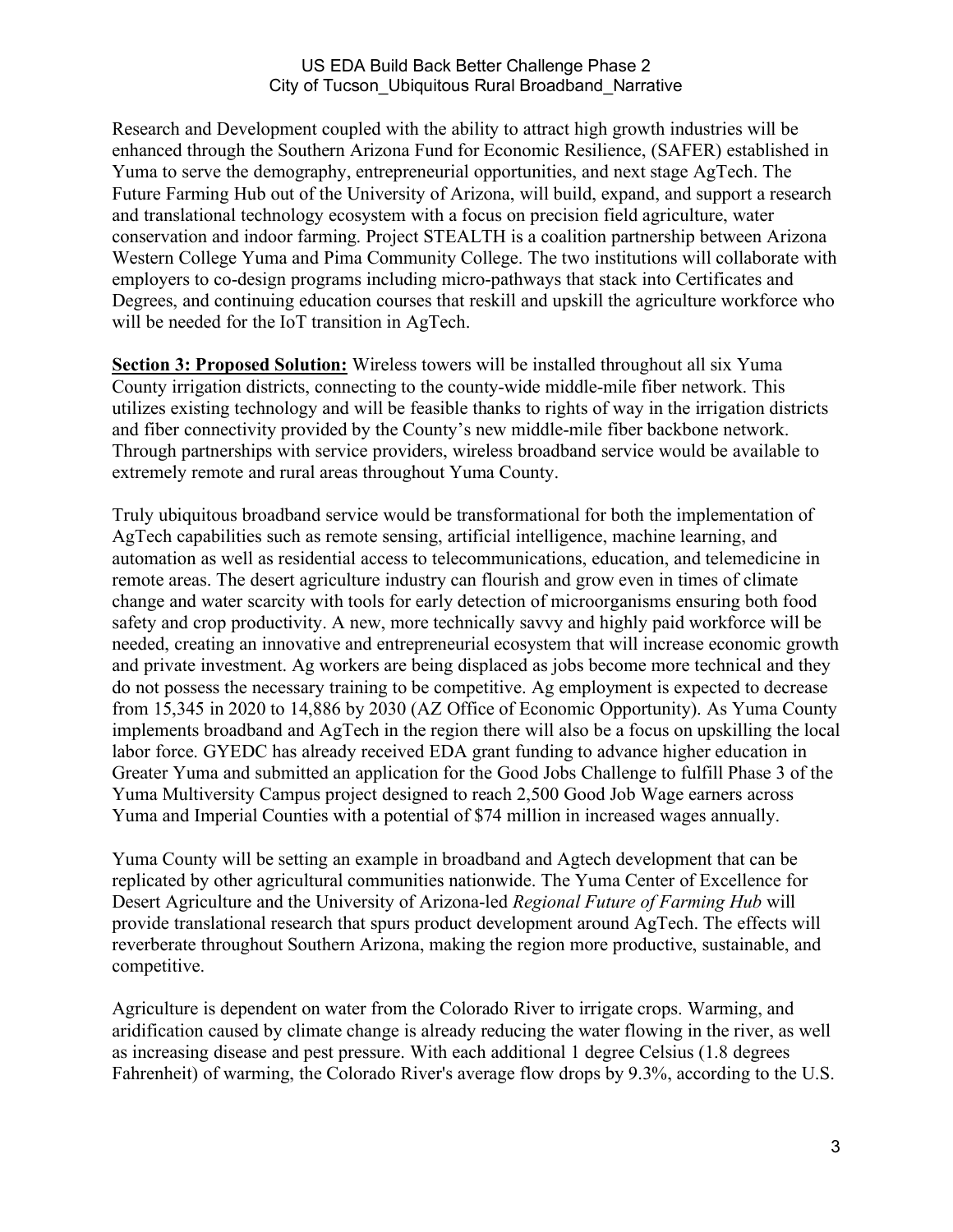Research and Development coupled with the ability to attract high growth industries will be enhanced through the Southern Arizona Fund for Economic Resilience, (SAFER) established in Yuma to serve the demography, entrepreneurial opportunities, and next stage AgTech. The Future Farming Hub out of the University of Arizona, will build, expand, and support a research and translational technology ecosystem with a focus on precision field agriculture, water conservation and indoor farming. Project STEALTH is a coalition partnership between Arizona Western College Yuma and Pima Community College. The two institutions will collaborate with employers to co-design programs including micro-pathways that stack into Certificates and Degrees, and continuing education courses that reskill and upskill the agriculture workforce who will be needed for the IoT transition in AgTech.

**Section 3: Proposed Solution:** Wireless towers will be installed throughout all six Yuma County irrigation districts, connecting to the county-wide middle-mile fiber network. This utilizes existing technology and will be feasible thanks to rights of way in the irrigation districts and fiber connectivity provided by the County's new middle-mile fiber backbone network. Through partnerships with service providers, wireless broadband service would be available to extremely remote and rural areas throughout Yuma County.

Truly ubiquitous broadband service would be transformational for both the implementation of AgTech capabilities such as remote sensing, artificial intelligence, machine learning, and automation as well as residential access to telecommunications, education, and telemedicine in remote areas. The desert agriculture industry can flourish and grow even in times of climate change and water scarcity with tools for early detection of microorganisms ensuring both food safety and crop productivity. A new, more technically savvy and highly paid workforce will be needed, creating an innovative and entrepreneurial ecosystem that will increase economic growth and private investment. Ag workers are being displaced as jobs become more technical and they do not possess the necessary training to be competitive. Ag employment is expected to decrease from 15,345 in 2020 to 14,886 by 2030 (AZ Office of Economic Opportunity). As Yuma County implements broadband and AgTech in the region there will also be a focus on upskilling the local labor force. GYEDC has already received EDA grant funding to advance higher education in Greater Yuma and submitted an application for the Good Jobs Challenge to fulfill Phase 3 of the Yuma Multiversity Campus project designed to reach 2,500 Good Job Wage earners across Yuma and Imperial Counties with a potential of $74 million in increased wages annually.

Yuma County will be setting an example in broadband and Agtech development that can be replicated by other agricultural communities nationwide. The Yuma Center of Excellence for Desert Agriculture and the University of Arizona-led *Regional Future of Farming Hub* will provide translational research that spurs product development around AgTech. The effects will reverberate throughout Southern Arizona, making the region more productive, sustainable, and competitive.

Agriculture is dependent on water from the Colorado River to irrigate crops. Warming, and aridification caused by climate change is already reducing the water flowing in the river, as well as increasing disease and pest pressure. With each additional 1 degree Celsius (1.8 degrees Fahrenheit) of warming, the Colorado River's average flow drops by 9.3%, according to the U.S.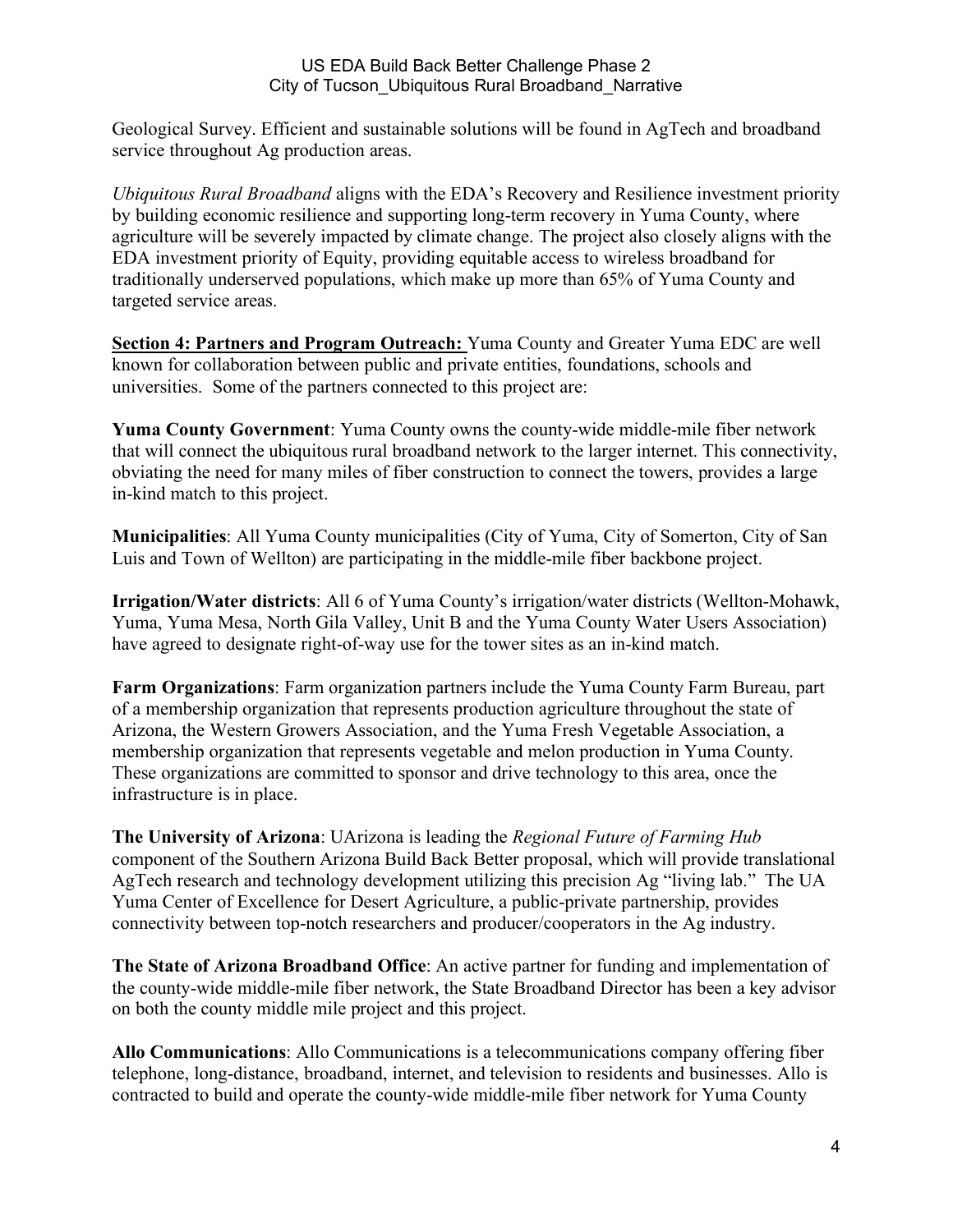Geological Survey. Efficient and sustainable solutions will be found in AgTech and broadband service throughout Ag production areas.

*Ubiquitous Rural Broadband* aligns with the EDA's Recovery and Resilience investment priority by building economic resilience and supporting long-term recovery in Yuma County, where agriculture will be severely impacted by climate change. The project also closely aligns with the EDA investment priority of Equity, providing equitable access to wireless broadband for traditionally underserved populations, which make up more than 65% of Yuma County and targeted service areas.

**Section 4: Partners and Program Outreach:** Yuma County and Greater Yuma EDC are well known for collaboration between public and private entities, foundations, schools and universities. Some of the partners connected to this project are:

**Yuma County Government**: Yuma County owns the county-wide middle-mile fiber network that will connect the ubiquitous rural broadband network to the larger internet. This connectivity, obviating the need for many miles of fiber construction to connect the towers, provides a large in-kind match to this project.

**Municipalities**: All Yuma County municipalities (City of Yuma, City of Somerton, City of San Luis and Town of Wellton) are participating in the middle-mile fiber backbone project.

**Irrigation/Water districts**: All 6 of Yuma County's irrigation/water districts (Wellton-Mohawk, Yuma, Yuma Mesa, North Gila Valley, Unit B and the Yuma County Water Users Association) have agreed to designate right-of-way use for the tower sites as an in-kind match.

**Farm Organizations**: Farm organization partners include the Yuma County Farm Bureau, part of a membership organization that represents production agriculture throughout the state of Arizona, the Western Growers Association, and the Yuma Fresh Vegetable Association, a membership organization that represents vegetable and melon production in Yuma County. These organizations are committed to sponsor and drive technology to this area, once the infrastructure is in place.

**The University of Arizona**: UArizona is leading the *Regional Future of Farming Hub* component of the Southern Arizona Build Back Better proposal, which will provide translational AgTech research and technology development utilizing this precision Ag "living lab." The UA Yuma Center of Excellence for Desert Agriculture, a public-private partnership, provides connectivity between top-notch researchers and producer/cooperators in the Ag industry.

**The State of Arizona Broadband Office**: An active partner for funding and implementation of the county-wide middle-mile fiber network, the State Broadband Director has been a key advisor on both the county middle mile project and this project.

**Allo Communications**: Allo Communications is a telecommunications company offering fiber telephone, long-distance, broadband, internet, and television to residents and businesses. Allo is contracted to build and operate the county-wide middle-mile fiber network for Yuma County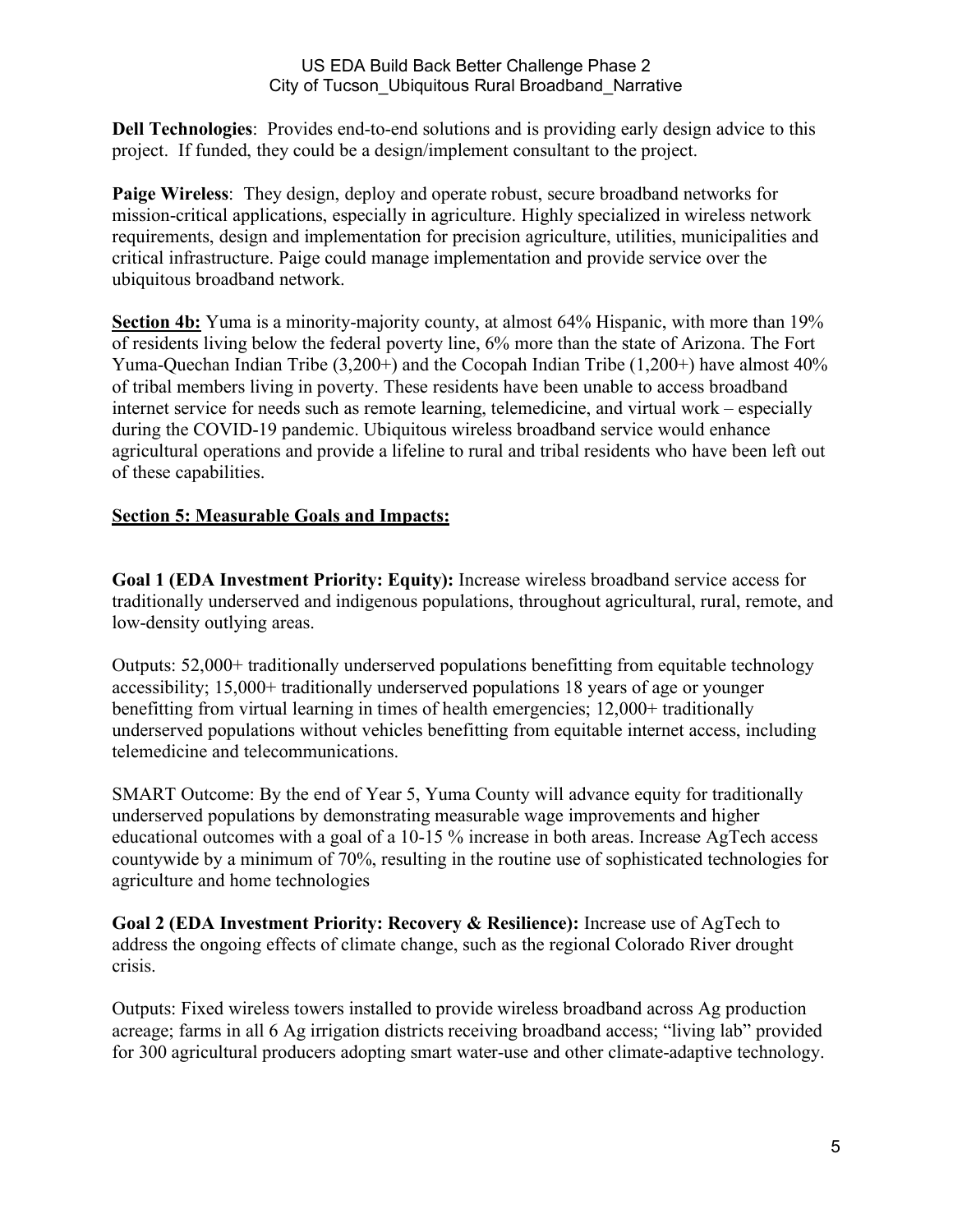**Dell Technologies**: Provides end-to-end solutions and is providing early design advice to this project. If funded, they could be a design/implement consultant to the project.

**Paige Wireless**: They design, deploy and operate robust, secure broadband networks for mission-critical applications, especially in agriculture. Highly specialized in wireless network requirements, design and implementation for precision agriculture, utilities, municipalities and critical infrastructure. Paige could manage implementation and provide service over the ubiquitous broadband network.

**Section 4b:** Yuma is a minority-majority county, at almost 64% Hispanic, with more than 19% of residents living below the federal poverty line, 6% more than the state of Arizona. The Fort Yuma-Quechan Indian Tribe (3,200+) and the Cocopah Indian Tribe (1,200+) have almost 40% of tribal members living in poverty. These residents have been unable to access broadband internet service for needs such as remote learning, telemedicine, and virtual work – especially during the COVID-19 pandemic. Ubiquitous wireless broadband service would enhance agricultural operations and provide a lifeline to rural and tribal residents who have been left out of these capabilities.

## Section 5: Measurable Goals and Impacts:

**Goal 1 (EDA Investment Priority: Equity):** Increase wireless broadband service access for traditionally underserved and indigenous populations, throughout agricultural, rural, remote, and low-density outlying areas.

Outputs: 52,000+ traditionally underserved populations benefitting from equitable technology accessibility; 15,000+ traditionally underserved populations 18 years of age or younger benefitting from virtual learning in times of health emergencies; 12,000+ traditionally underserved populations without vehicles benefitting from equitable internet access, including telemedicine and telecommunications.

SMART Outcome: By the end of Year 5, Yuma County will advance equity for traditionally underserved populations by demonstrating measurable wage improvements and higher educational outcomes with a goal of a 10-15 % increase in both areas. Increase AgTech access countywide by a minimum of 70%, resulting in the routine use of sophisticated technologies for agriculture and home technologies

**Goal 2 (EDA Investment Priority: Recovery & Resilience):** Increase use of AgTech to address the ongoing effects of climate change, such as the regional Colorado River drought crisis.

Outputs: Fixed wireless towers installed to provide wireless broadband across Ag production acreage; farms in all 6 Ag irrigation districts receiving broadband access; "living lab" provided for 300 agricultural producers adopting smart water-use and other climate-adaptive technology.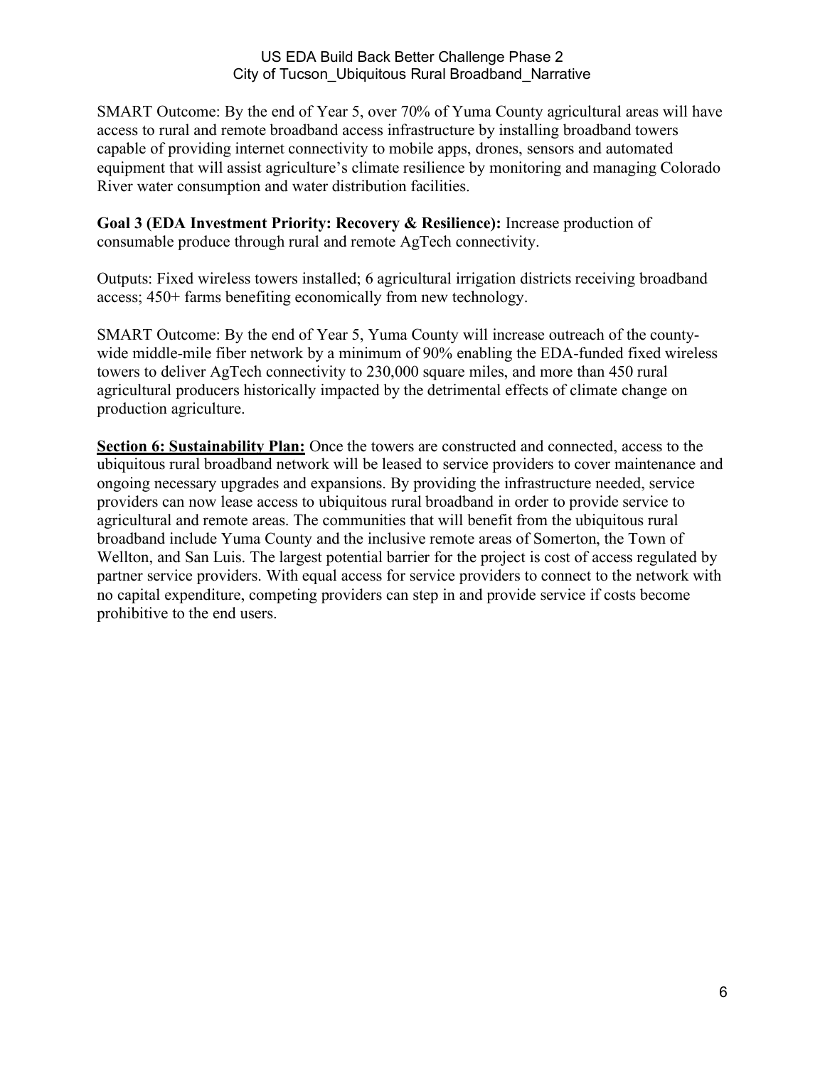SMART Outcome: By the end of Year 5, over 70% of Yuma County agricultural areas will have access to rural and remote broadband access infrastructure by installing broadband towers capable of providing internet connectivity to mobile apps, drones, sensors and automated equipment that will assist agriculture's climate resilience by monitoring and managing Colorado River water consumption and water distribution facilities.

**Goal 3 (EDA Investment Priority: Recovery & Resilience):** Increase production of consumable produce through rural and remote AgTech connectivity.

Outputs: Fixed wireless towers installed; 6 agricultural irrigation districts receiving broadband access; 450+ farms benefiting economically from new technology.

SMART Outcome: By the end of Year 5, Yuma County will increase outreach of the county-wide middle-mile fiber network by a minimum of 90% enabling the EDA-funded fixed wireless towers to deliver AgTech connectivity to 230,000 square miles, and more than 450 rural agricultural producers historically impacted by the detrimental effects of climate change on production agriculture.

**Section 6: Sustainability Plan:** Once the towers are constructed and connected, access to the ubiquitous rural broadband network will be leased to service providers to cover maintenance and ongoing necessary upgrades and expansions. By providing the infrastructure needed, service providers can now lease access to ubiquitous rural broadband in order to provide service to agricultural and remote areas. The communities that will benefit from the ubiquitous rural broadband include Yuma County and the inclusive remote areas of Somerton, the Town of Wellton, and San Luis. The largest potential barrier for the project is cost of access regulated by partner service providers. With equal access for service providers to connect to the network with no capital expenditure, competing providers can step in and provide service if costs become prohibitive to the end users.